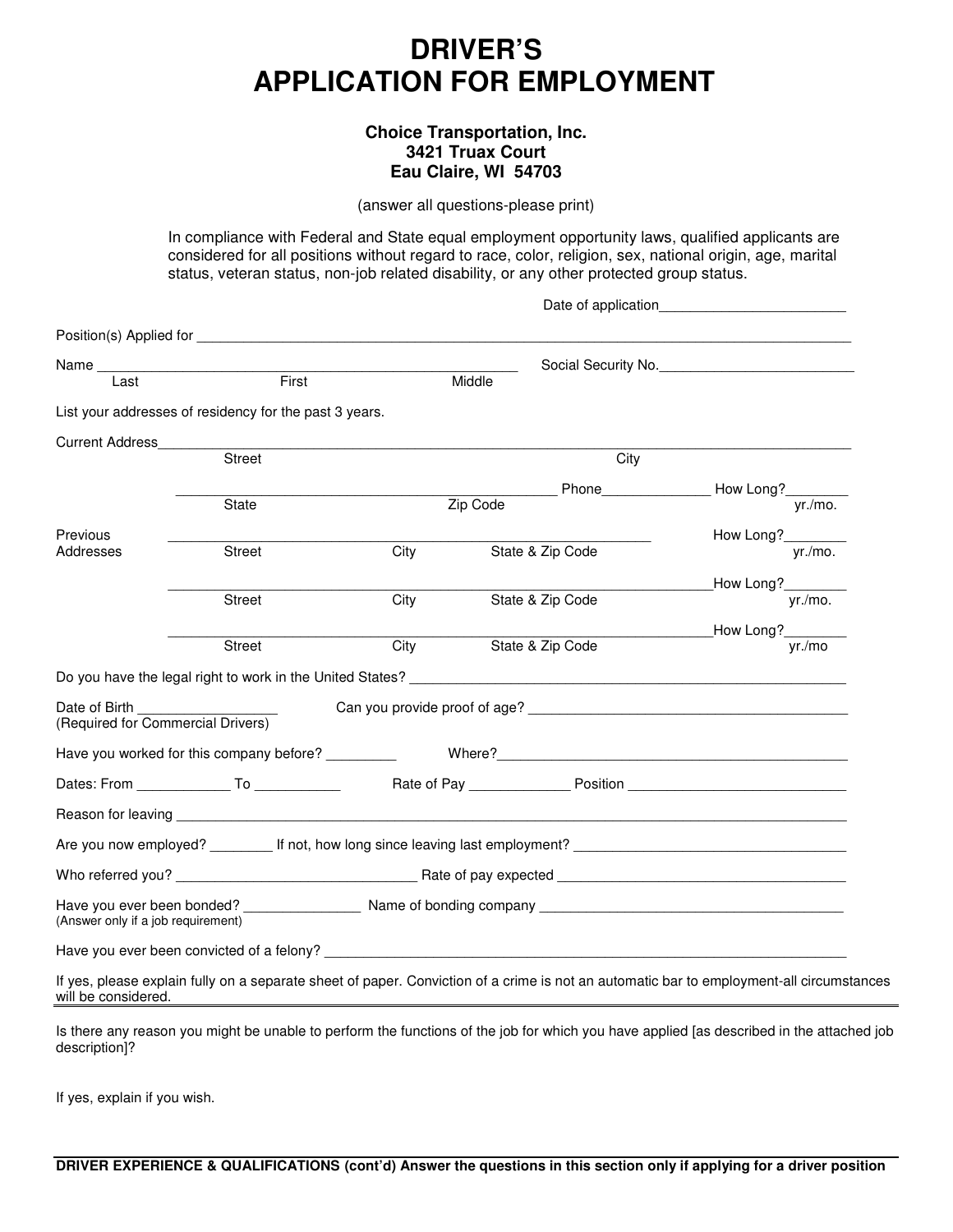# DRIVER'S
# APPLICATION FOR EMPLOYMENT

**Choice Transportation, Inc.**
**3421 Truax Court**
**Eau Claire, WI 54703**

(answer all questions-please print)

In compliance with Federal and State equal employment opportunity laws, qualified applicants are considered for all positions without regard to race, color, religion, sex, national origin, age, marital status, veteran status, non-job related disability, or any other protected group status.

Date of application________________________

Position(s) Applied for ____________________________________________________________________________________

Name ______________________________________________________ Social Security No.__________________________
Last First Middle

List your addresses of residency for the past 3 years.

Current Address________________________________________________________________________________________
Street City

_______________________________________________ Phone______________ How Long?________
State Zip Code yr./mo.

Previous Addresses ____________________________________________________________ How Long?________
Street City State & Zip Code yr./mo.

____________________________________________________________________ How Long?________
Street City State & Zip Code yr./mo.

____________________________________________________________________ How Long?________
Street City State & Zip Code yr./mo

Do you have the legal right to work in the United States? _____________________________________________________

Date of Birth __________________ Can you provide proof of age? ______________________________________________
(Required for Commercial Drivers)

Have you worked for this company before? _________ Where?______________________________________________

Dates: From ____________ To ___________ Rate of Pay _____________ Position ____________________________

Reason for leaving _______________________________________________________________________________________

Are you now employed? ________ If not, how long since leaving last employment? ____________________________________

Who referred you? ________________________________ Rate of pay expected ________________________________________

Have you ever been bonded? _______________ Name of bonding company __________________________________________
(Answer only if a job requirement)

Have you ever been convicted of a felony? ____________________________________________________________________

If yes, please explain fully on a separate sheet of paper. Conviction of a crime is not an automatic bar to employment-all circumstances will be considered.

---

Is there any reason you might be unable to perform the functions of the job for which you have applied [as described in the attached job description]?

If yes, explain if you wish.

**DRIVER EXPERIENCE & QUALIFICATIONS (cont'd) Answer the questions in this section only if applying for a driver position**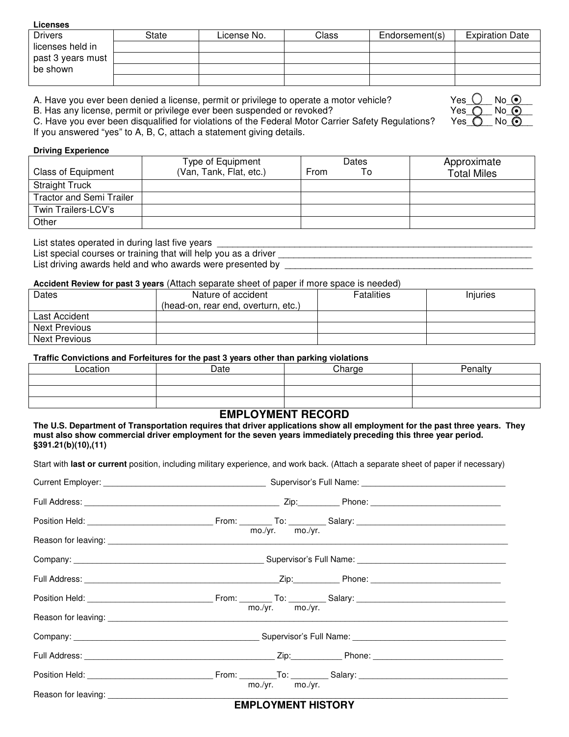**Licenses**

| Drivers licenses held in past 3 years must be shown | State | License No. | Class | Endorsement(s) | Expiration Date |
|---|---|---|---|---|---|
| | | | | | |
| | | | | | |
| | | | | | |

A. Have you ever been denied a license, permit or privilege to operate a motor vehicle? Yes ○ No ⊙

B. Has any license, permit or privilege ever been suspended or revoked? Yes ○ No ⊙

C. Have you ever been disqualified for violations of the Federal Motor Carrier Safety Regulations? Yes ○ No ⊙

If you answered "yes" to A, B, C, attach a statement giving details.

**Driving Experience**

| Class of Equipment | Type of Equipment (Van, Tank, Flat, etc.) | Dates From To | Approximate Total Miles |
|---|---|---|---|
| Straight Truck | | | |
| Tractor and Semi Trailer | | | |
| Twin Trailers-LCV's | | | |
| Other | | | |

List states operated in during last five years ___________________________________________

List special courses or training that will help you as a driver ___________________________________________

List driving awards held and who awards were presented by ___________________________________________

**Accident Review for past 3 years** (Attach separate sheet of paper if more space is needed)

| Dates | Nature of accident (head-on, rear end, overturn, etc.) | Fatalities | Injuries |
|---|---|---|---|
| Last Accident | | | |
| Next Previous | | | |
| Next Previous | | | |

**Traffic Convictions and Forfeitures for the past 3 years other than parking violations**

| Location | Date | Charge | Penalty |
|---|---|---|---|
| | | | |
| | | | |
| | | | |

## EMPLOYMENT RECORD

**The U.S. Department of Transportation requires that driver applications show all employment for the past three years. They must also show commercial driver employment for the seven years immediately preceding this three year period. §391.21(b)(10),(11)**

Start with **last or current** position, including military experience, and work back. (Attach a separate sheet of paper if necessary)

Current Employer: ___________________________________ Supervisor's Full Name: ___________________________________

Full Address: ___________________________________ Zip:_________ Phone: ___________________________________

Position Held: ___________________________ From: _______ To: ________ Salary: ___________________________________
mo./yr. mo./yr.

Reason for leaving: ___________________________________________________________________________

Company: ___________________________________ Supervisor's Full Name: ___________________________________

Full Address: ___________________________________ Zip:__________ Phone: ___________________________________

Position Held: ___________________________ From: _______ To: ________ Salary: ___________________________________
mo./yr. mo./yr.

Reason for leaving: ___________________________________________________________________________

Company: ___________________________________ Supervisor's Full Name: ___________________________________

Full Address: ___________________________________ Zip:___________ Phone: ___________________________________

Position Held: ___________________________ From: ________To: ________ Salary: ___________________________________
mo./yr. mo./yr.

Reason for leaving: ___________________________________________________________________________

## EMPLOYMENT HISTORY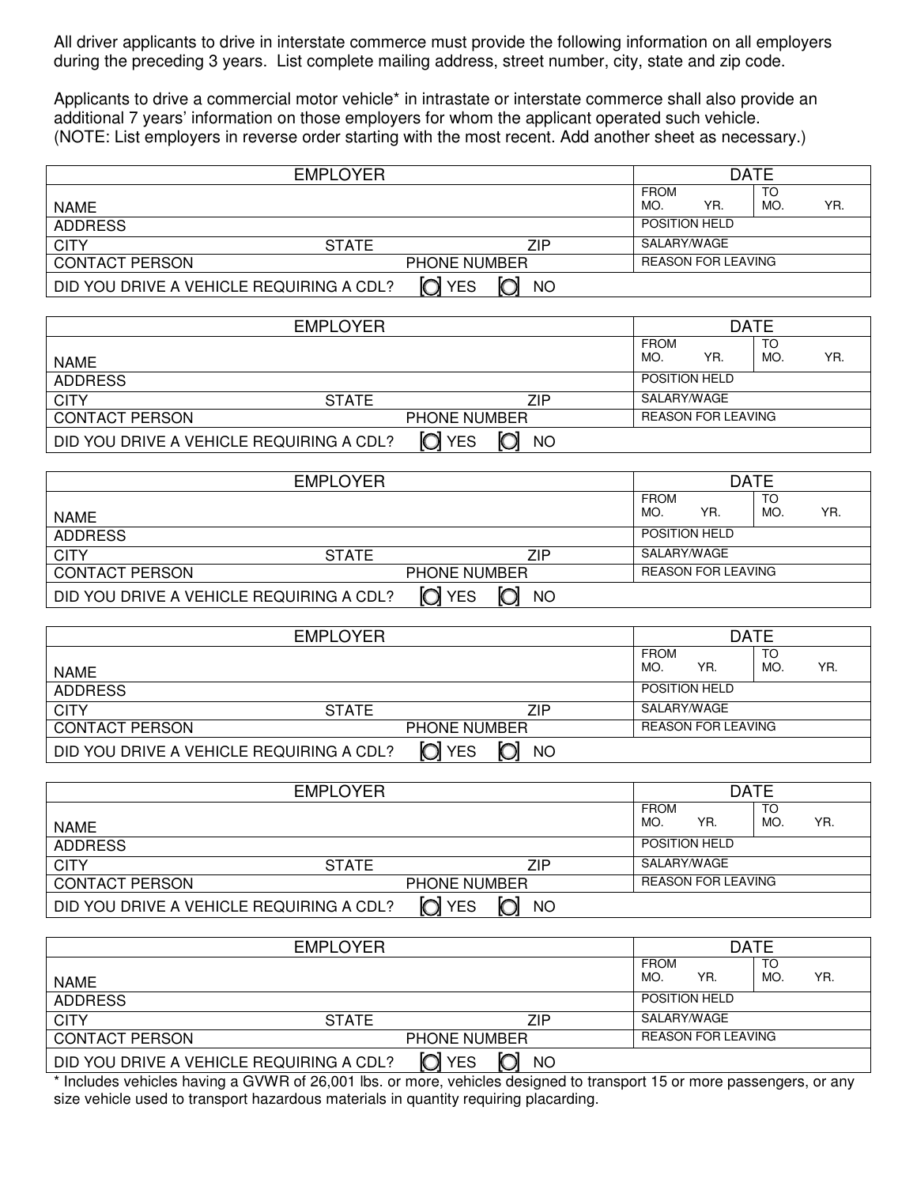All driver applicants to drive in interstate commerce must provide the following information on all employers during the preceding 3 years. List complete mailing address, street number, city, state and zip code.

Applicants to drive a commercial motor vehicle* in intrastate or interstate commerce shall also provide an additional 7 years' information on those employers for whom the applicant operated such vehicle. (NOTE: List employers in reverse order starting with the most recent. Add another sheet as necessary.)

| EMPLOYER | | | DATE | |
|---|---|---|---|---|
| NAME | | | FROM MO. YR. | TO MO. YR. |
| ADDRESS | | | POSITION HELD | |
| CITY | STATE | ZIP | SALARY/WAGE | |
| CONTACT PERSON | | PHONE NUMBER | REASON FOR LEAVING | |
| DID YOU DRIVE A VEHICLE REQUIRING A CDL? | ◯ YES | ◯ NO | | |

| EMPLOYER | | | DATE | |
|---|---|---|---|---|
| NAME | | | FROM MO. YR. | TO MO. YR. |
| ADDRESS | | | POSITION HELD | |
| CITY | STATE | ZIP | SALARY/WAGE | |
| CONTACT PERSON | | PHONE NUMBER | REASON FOR LEAVING | |
| DID YOU DRIVE A VEHICLE REQUIRING A CDL? | ◯ YES | ◯ NO | | |

| EMPLOYER | | | DATE | |
|---|---|---|---|---|
| NAME | | | FROM MO. YR. | TO MO. YR. |
| ADDRESS | | | POSITION HELD | |
| CITY | STATE | ZIP | SALARY/WAGE | |
| CONTACT PERSON | | PHONE NUMBER | REASON FOR LEAVING | |
| DID YOU DRIVE A VEHICLE REQUIRING A CDL? | ◯ YES | ◯ NO | | |

| EMPLOYER | | | DATE | |
|---|---|---|---|---|
| NAME | | | FROM MO. YR. | TO MO. YR. |
| ADDRESS | | | POSITION HELD | |
| CITY | STATE | ZIP | SALARY/WAGE | |
| CONTACT PERSON | | PHONE NUMBER | REASON FOR LEAVING | |
| DID YOU DRIVE A VEHICLE REQUIRING A CDL? | ◯ YES | ◯ NO | | |

| EMPLOYER | | | DATE | |
|---|---|---|---|---|
| NAME | | | FROM MO. YR. | TO MO. YR. |
| ADDRESS | | | POSITION HELD | |
| CITY | STATE | ZIP | SALARY/WAGE | |
| CONTACT PERSON | | PHONE NUMBER | REASON FOR LEAVING | |
| DID YOU DRIVE A VEHICLE REQUIRING A CDL? | ◯ YES | ◯ NO | | |

| EMPLOYER | | | DATE | |
|---|---|---|---|---|
| NAME | | | FROM MO. YR. | TO MO. YR. |
| ADDRESS | | | POSITION HELD | |
| CITY | STATE | ZIP | SALARY/WAGE | |
| CONTACT PERSON | | PHONE NUMBER | REASON FOR LEAVING | |
| DID YOU DRIVE A VEHICLE REQUIRING A CDL? | ◯ YES | ◯ NO | | |

* Includes vehicles having a GVWR of 26,001 lbs. or more, vehicles designed to transport 15 or more passengers, or any size vehicle used to transport hazardous materials in quantity requiring placarding.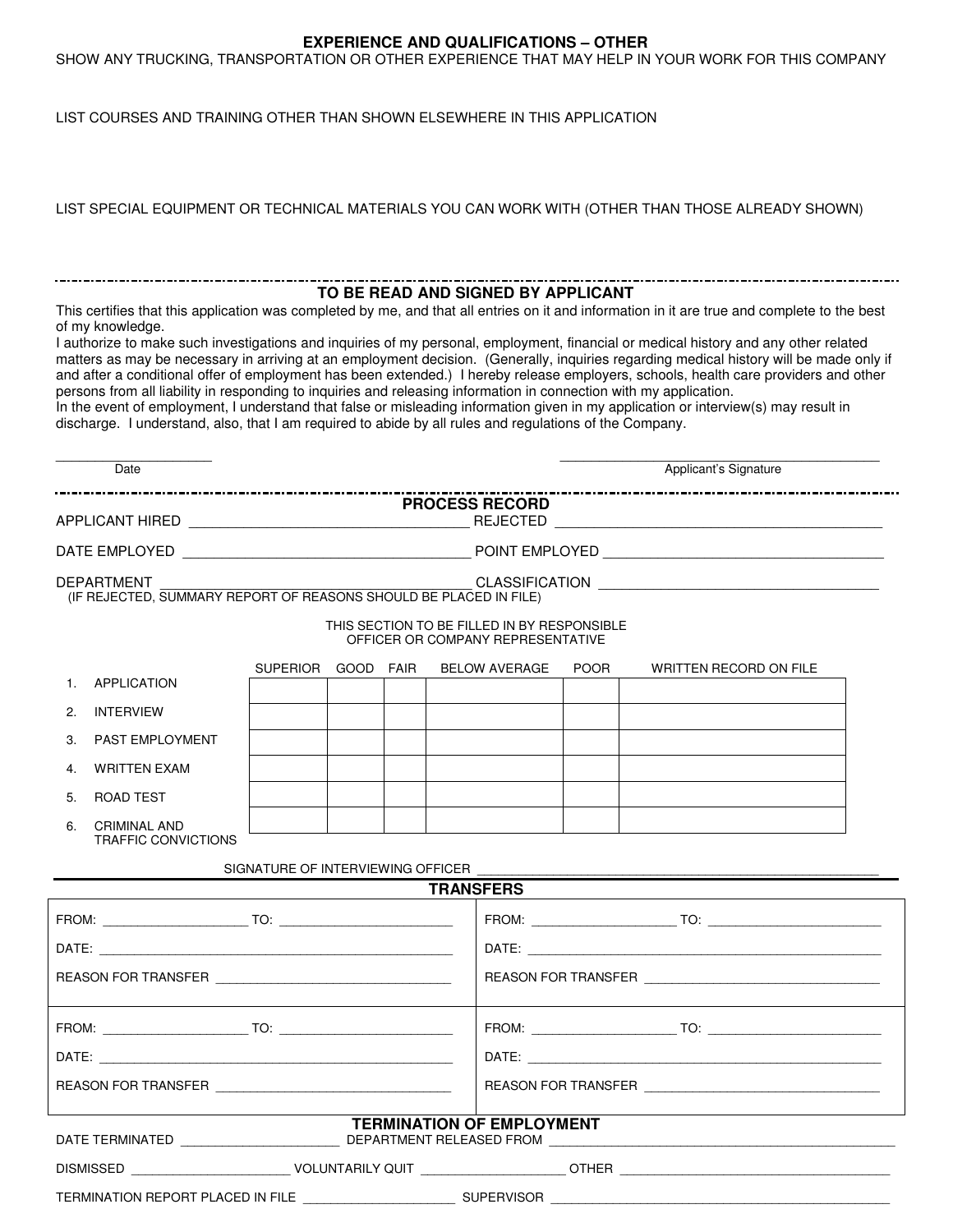## EXPERIENCE AND QUALIFICATIONS – OTHER

SHOW ANY TRUCKING, TRANSPORTATION OR OTHER EXPERIENCE THAT MAY HELP IN YOUR WORK FOR THIS COMPANY

LIST COURSES AND TRAINING OTHER THAN SHOWN ELSEWHERE IN THIS APPLICATION

LIST SPECIAL EQUIPMENT OR TECHNICAL MATERIALS YOU CAN WORK WITH (OTHER THAN THOSE ALREADY SHOWN)

---

## TO BE READ AND SIGNED BY APPLICANT

This certifies that this application was completed by me, and that all entries on it and information in it are true and complete to the best of my knowledge.

I authorize to make such investigations and inquiries of my personal, employment, financial or medical history and any other related matters as may be necessary in arriving at an employment decision. (Generally, inquiries regarding medical history will be made only if and after a conditional offer of employment has been extended.) I hereby release employers, schools, health care providers and other persons from all liability in responding to inquiries and releasing information in connection with my application.

In the event of employment, I understand that false or misleading information given in my application or interview(s) may result in discharge. I understand, also, that I am required to abide by all rules and regulations of the Company.

______________________ Date

______________________________________ Applicant's Signature

---

## PROCESS RECORD

APPLICANT HIRED ______________________ REJECTED ______________________

DATE EMPLOYED ______________________ POINT EMPLOYED ______________________

DEPARTMENT ______________________ CLASSIFICATION ______________________

(IF REJECTED, SUMMARY REPORT OF REASONS SHOULD BE PLACED IN FILE)

THIS SECTION TO BE FILLED IN BY RESPONSIBLE OFFICER OR COMPANY REPRESENTATIVE

| | SUPERIOR | GOOD | FAIR | BELOW AVERAGE | POOR | WRITTEN RECORD ON FILE |
|---|---|---|---|---|---|---|
| 1. APPLICATION | | | | | | |
| 2. INTERVIEW | | | | | | |
| 3. PAST EMPLOYMENT | | | | | | |
| 4. WRITTEN EXAM | | | | | | |
| 5. ROAD TEST | | | | | | |
| 6. CRIMINAL AND TRAFFIC CONVICTIONS | | | | | | |

SIGNATURE OF INTERVIEWING OFFICER ______________________________________

## TRANSFERS

FROM: ______________ TO: ______________

DATE: ______________________________

REASON FOR TRANSFER ______________________

FROM: ______________ TO: ______________

DATE: ______________________________

REASON FOR TRANSFER ______________________

FROM: ______________ TO: ______________

DATE: ______________________________

REASON FOR TRANSFER ______________________

FROM: ______________ TO: ______________

DATE: ______________________________

REASON FOR TRANSFER ______________________

## TERMINATION OF EMPLOYMENT

DATE TERMINATED ______________________ DEPARTMENT RELEASED FROM ______________________

DISMISSED ______________________ VOLUNTARILY QUIT ______________________ OTHER ______________________

TERMINATION REPORT PLACED IN FILE ______________________ SUPERVISOR ______________________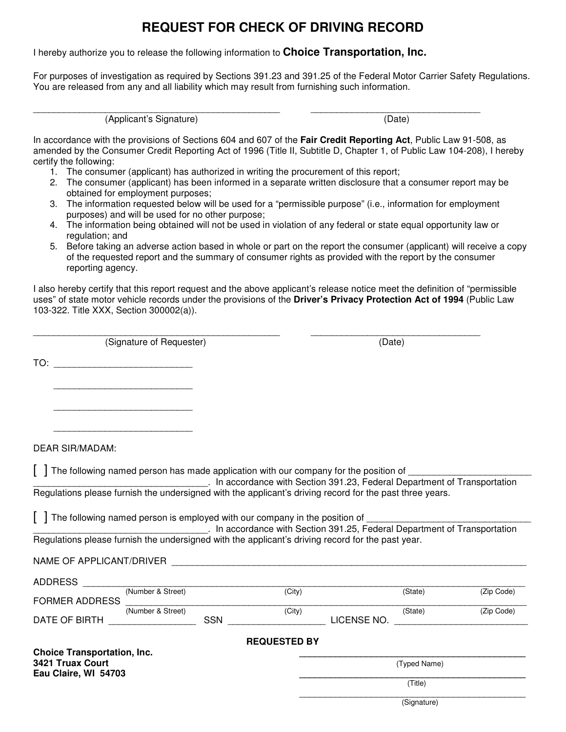# REQUEST FOR CHECK OF DRIVING RECORD

I hereby authorize you to release the following information to **Choice Transportation, Inc.**

For purposes of investigation as required by Sections 391.23 and 391.25 of the Federal Motor Carrier Safety Regulations. You are released from any and all liability which may result from furnishing such information.

_______________________________________________ ________________________________

(Applicant's Signature) (Date)

In accordance with the provisions of Sections 604 and 607 of the **Fair Credit Reporting Act**, Public Law 91-508, as amended by the Consumer Credit Reporting Act of 1996 (Title II, Subtitle D, Chapter 1, of Public Law 104-208), I hereby certify the following:

1. The consumer (applicant) has authorized in writing the procurement of this report;
2. The consumer (applicant) has been informed in a separate written disclosure that a consumer report may be obtained for employment purposes;
3. The information requested below will be used for a "permissible purpose" (i.e., information for employment purposes) and will be used for no other purpose;
4. The information being obtained will not be used in violation of any federal or state equal opportunity law or regulation; and
5. Before taking an adverse action based in whole or part on the report the consumer (applicant) will receive a copy of the requested report and the summary of consumer rights as provided with the report by the consumer reporting agency.

I also hereby certify that this report request and the above applicant's release notice meet the definition of "permissible uses" of state motor vehicle records under the provisions of the **Driver's Privacy Protection Act of 1994** (Public Law 103-322. Title XXX, Section 300002(a)).

_______________________________________________ ________________________________

(Signature of Requester) (Date)

TO: ___________________________

___________________________

___________________________

___________________________

DEAR SIR/MADAM:

[ ] The following named person has made application with our company for the position of ___________________________________________________________. In accordance with Section 391.23, Federal Department of Transportation Regulations please furnish the undersigned with the applicant's driving record for the past three years.

[ ] The following named person is employed with our company in the position of ___________________________________________________________. In accordance with Section 391.25, Federal Department of Transportation Regulations please furnish the undersigned with the applicant's driving record for the past year.

NAME OF APPLICANT/DRIVER ___________________________________________________________

ADDRESS ___________________________________________________________

(Number & Street) (City) (State) (Zip Code)

FORMER ADDRESS ___________________________________________________________

(Number & Street) (City) (State) (Zip Code)

DATE OF BIRTH _________________ SSN ___________________ LICENSE NO. ___________________________

**REQUESTED BY**

**Choice Transportation, Inc.**
**3421 Truax Court**
**Eau Claire, WI 54703**

_____________________________________________

(Typed Name)

_____________________________________________

(Title)

_____________________________________________

(Signature)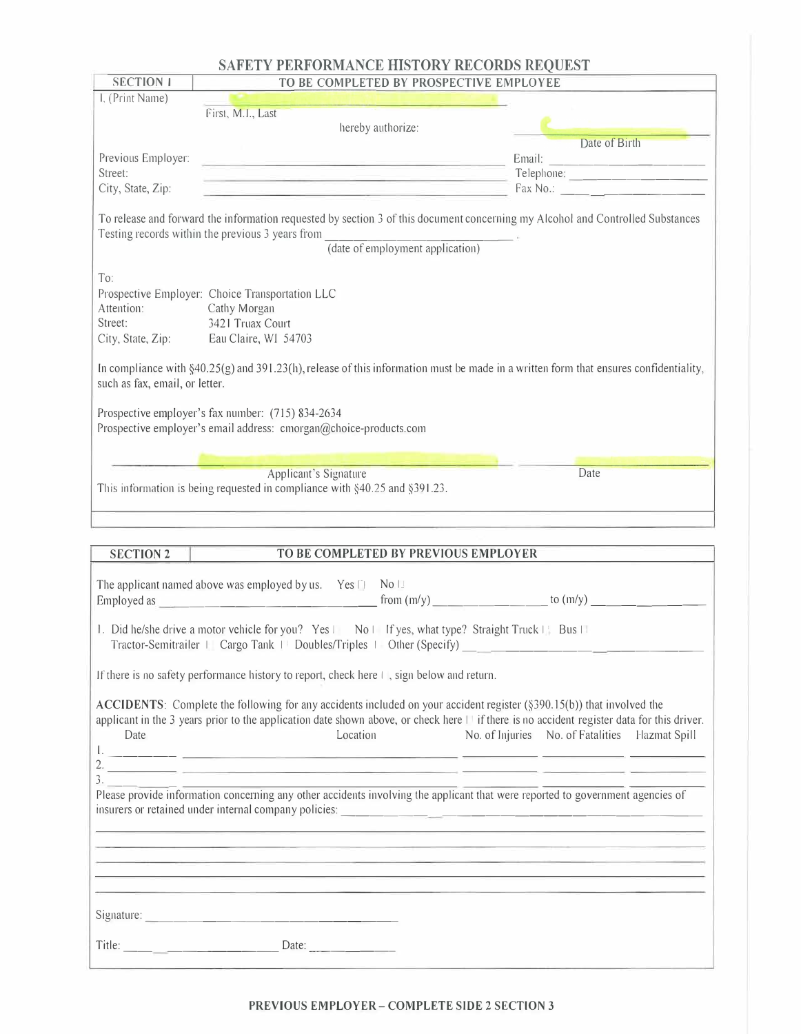# SAFETY PERFORMANCE HISTORY RECORDS REQUEST

## SECTION 1 — TO BE COMPLETED BY PROSPECTIVE EMPLOYEE

I, (Print Name) ______________________________
First, M.I., Last

hereby authorize: ______________________________
Date of Birth

Previous Employer: ______________________________ Email: ______________________________

Street: ______________________________ Telephone: ______________________________

City, State, Zip: ______________________________ Fax No.: ______________________________

To release and forward the information requested by section 3 of this document concerning my Alcohol and Controlled Substances Testing records within the previous 3 years from ______________________________ .
(date of employment application)

To:

Prospective Employer: Choice Transportation LLC
Attention: Cathy Morgan
Street: 3421 Truax Court
City, State, Zip: Eau Claire, WI 54703

In compliance with §40.25(g) and 391.23(h), release of this information must be made in a written form that ensures confidentiality, such as fax, email, or letter.

Prospective employer's fax number: (715) 834-2634
Prospective employer's email address: cmorgan@choice-products.com

______________________________ ______________________________
Applicant's Signature Date

This information is being requested in compliance with §40.25 and §391.23.

## SECTION 2 — TO BE COMPLETED BY PREVIOUS EMPLOYER

The applicant named above was employed by us. Yes ☐ No ☐

Employed as ______________________________ from (m/y) ______________ to (m/y) ______________

1. Did he/she drive a motor vehicle for you? Yes ☐ No ☐ If yes, what type? Straight Truck ☐ Bus ☐ Tractor-Semitrailer ☐ Cargo Tank ☐ Doubles/Triples ☐ Other (Specify) ______________________________

If there is no safety performance history to report, check here ☐, sign below and return.

**ACCIDENTS**: Complete the following for any accidents included on your accident register (§390.15(b)) that involved the applicant in the 3 years prior to the application date shown above, or check here ☐ if there is no accident register data for this driver.

| | Date | Location | No. of Injuries | No. of Fatalities | Hazmat Spill |
|---|---|---|---|---|---|
| 1. | | | | | |
| 2. | | | | | |
| 3. | | | | | |

Please provide information concerning any other accidents involving the applicant that were reported to government agencies of insurers or retained under internal company policies: ______________________________

______________________________

______________________________

______________________________

______________________________

______________________________

Signature: ______________________________

Title: ______________________________ Date: ______________

**PREVIOUS EMPLOYER – COMPLETE SIDE 2 SECTION 3**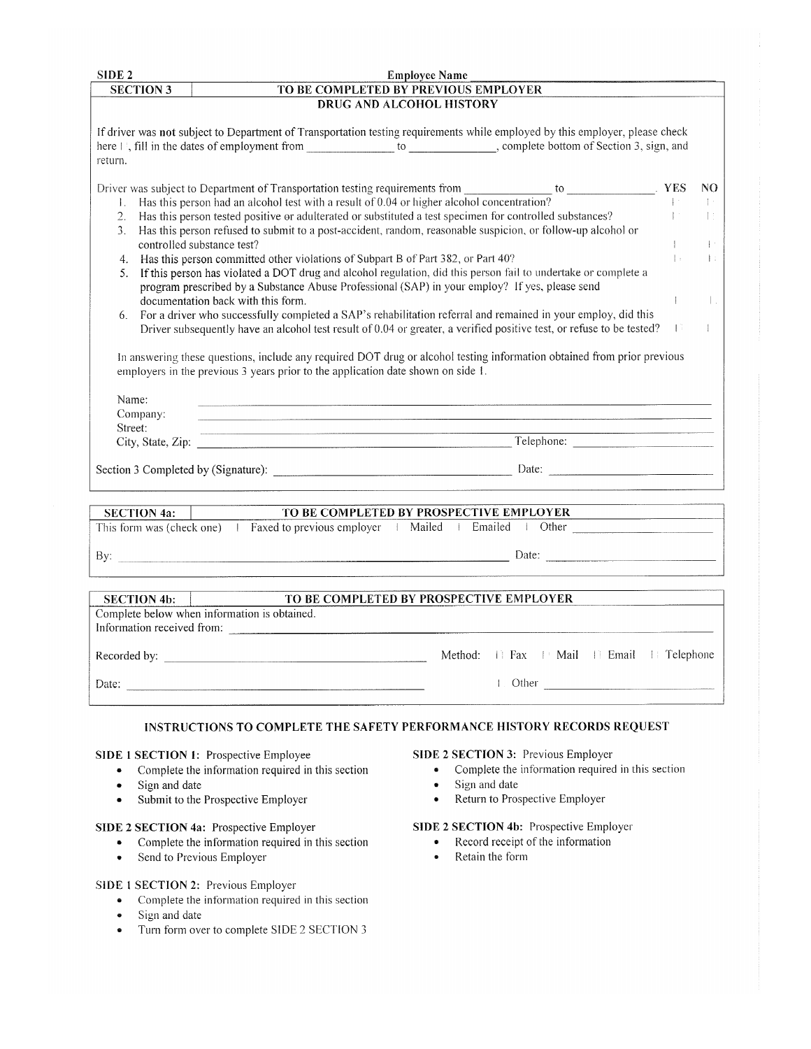SIDE 2 Employee Name ______________________

## SECTION 3 — TO BE COMPLETED BY PREVIOUS EMPLOYER

### DRUG AND ALCOHOL HISTORY

If driver was **not** subject to Department of Transportation testing requirements while employed by this employer, please check here ☐, fill in the dates of employment from ______________ to ______________, complete bottom of Section 3, sign, and return.

Driver was subject to Department of Transportation testing requirements from ______________ to ______________.

| | | YES | NO |
|---|---|---|---|
| 1. | Has this person had an alcohol test with a result of 0.04 or higher alcohol concentration? | ☐ | ☐ |
| 2. | Has this person tested positive or adulterated or substituted a test specimen for controlled substances? | ☐ | ☐ |
| 3. | Has this person refused to submit to a post-accident, random, reasonable suspicion, or follow-up alcohol or controlled substance test? | ☐ | ☐ |
| 4. | Has this person committed other violations of Subpart B of Part 382, or Part 40? | ☐ | ☐ |
| 5. | If this person has violated a DOT drug and alcohol regulation, did this person fail to undertake or complete a program prescribed by a Substance Abuse Professional (SAP) in your employ? If yes, please send documentation back with this form. | ☐ | ☐ |
| 6. | For a driver who successfully completed a SAP's rehabilitation referral and remained in your employ, did this Driver subsequently have an alcohol test result of 0.04 or greater, a verified positive test, or refuse to be tested? | ☐ | ☐ |

In answering these questions, include any required DOT drug or alcohol testing information obtained from prior previous employers in the previous 3 years prior to the application date shown on side 1.

Name: ______________________

Company: ______________________

Street: ______________________

City, State, Zip: ______________________ Telephone: ______________________

Section 3 Completed by (Signature): ______________________ Date: ______________________

## SECTION 4a: TO BE COMPLETED BY PROSPECTIVE EMPLOYER

This form was (check one) ☐ Faxed to previous employer ☐ Mailed ☐ Emailed ☐ Other ______________

By: ______________________ Date: ______________________

## SECTION 4b: TO BE COMPLETED BY PROSPECTIVE EMPLOYER

Complete below when information is obtained.

Information received from: ______________________

Recorded by: ______________________ Method: ☐ Fax ☐ Mail ☐ Email ☐ Telephone

Date: ______________________ ☐ Other ______________

## INSTRUCTIONS TO COMPLETE THE SAFETY PERFORMANCE HISTORY RECORDS REQUEST

**SIDE 1 SECTION 1:** Prospective Employee

- Complete the information required in this section
- Sign and date
- Submit to the Prospective Employer

**SIDE 2 SECTION 4a:** Prospective Employer

- Complete the information required in this section
- Send to Previous Employer

**SIDE 1 SECTION 2:** Previous Employer

- Complete the information required in this section
- Sign and date
- Turn form over to complete SIDE 2 SECTION 3

**SIDE 2 SECTION 3:** Previous Employer

- Complete the information required in this section
- Sign and date
- Return to Prospective Employer

**SIDE 2 SECTION 4b:** Prospective Employer

- Record receipt of the information
- Retain the form